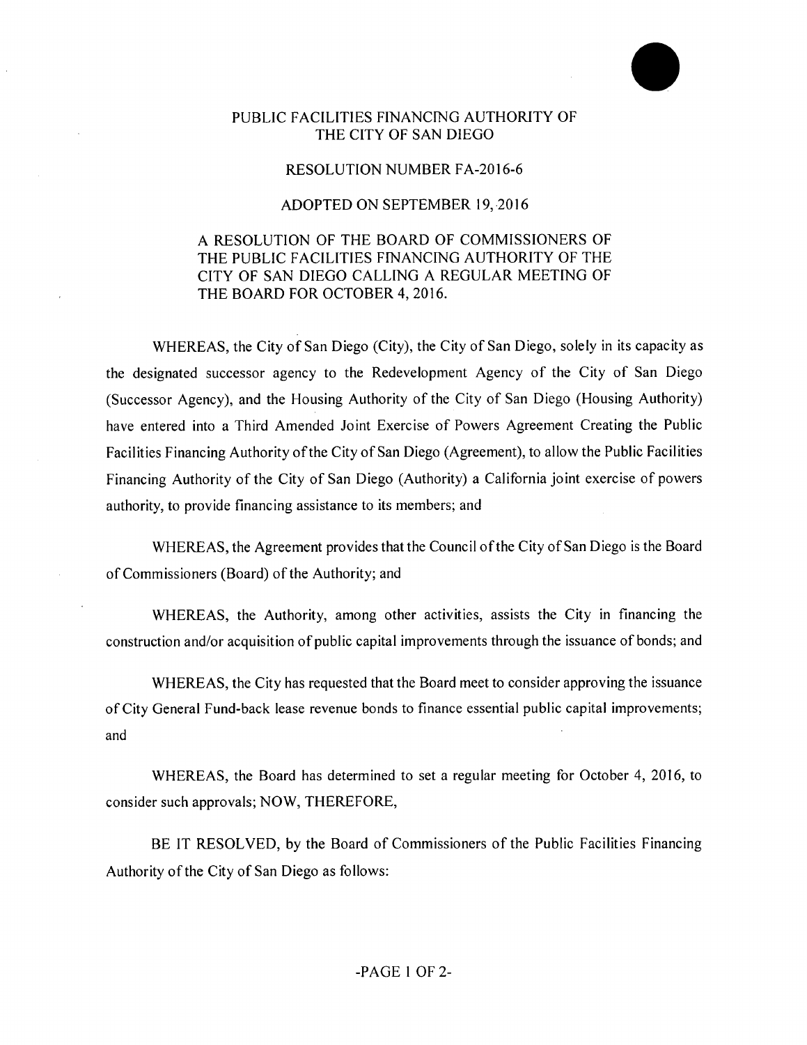# PUBLIC FACILITIES FINANCING AUTHORITY OF THE CITY OF SAN DIEGO

## RESOLUTION NUMBER FA-2016-6

## ADOPTED ON SEPTEMBER 19, 2016

A RESOLUTION OF THE BOARD OF COMMISSIONERS OF THE PUBLIC FACILITIES FINANCING AUTHORITY OF THE CITY OF SAN DIEGO CALLING A REGULAR MEETING OF THE BOARD FOR OCTOBER 4, 2016.

WHEREAS, the City of San Diego (City), the City of San Diego, solely in its capacity as the designated successor agency to the Redevelopment Agency of the City of San Diego (Successor Agency), and the Housing Authority of the City of San Diego (Housing Authority) have entered into a Third Amended Joint Exercise of Powers Agreement Creating the Public Facilities Financing Authority of the City of San Diego (Agreement), to allow the Public Facilities Financing Authority of the City of San Diego (Authority) a California joint exercise of powers authority, to provide financing assistance to its members; and

WHEREAS, the Agreement provides that the Council of the City of San Diego is the Board of Commissioners (Board) of the Authority; and

WHEREAS, the Authority, among other activities, assists the City in financing the construction and/or acquisition of public capital improvements through the issuance of bonds; and

WHEREAS, the City has requested that the Board meet to consider approving the issuance of City General Fund-back lease revenue bonds to finance essential public capital improvements; and

WHEREAS, the Board has determined to set a regular meeting for October 4, 2016, to consider such approvals; NOW, THEREFORE,

BE IT RESOLVED, by the Board of Commissioners of the Public Facilities Financing Authority of the City of San Diego as follows: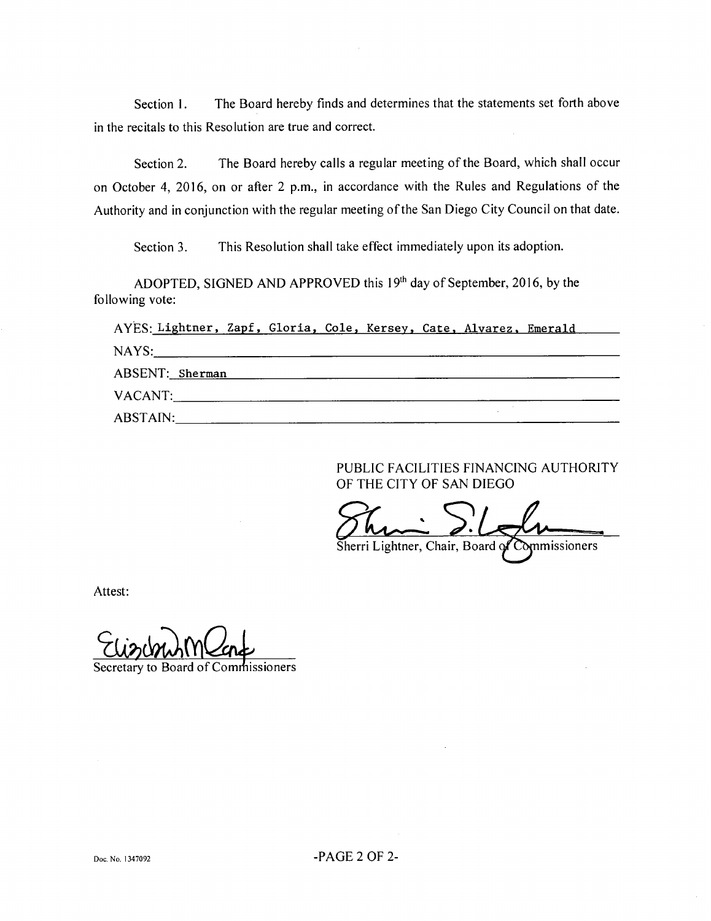Section 1. The Board hereby finds and determines that the statements set forth above in the recitals to this Resolution are true and correct.

Section 2. The Board hereby calls a regular meeting of the Board, which shall occur on October 4, 2016, on or after 2 p.m., in accordance with the Rules and Regulations of the Authority and in conjunction with the regular meeting of the San Diego City Council on that date.

Section 3. This Resolution shall take effect immediately upon its adoption.

ADOPTED, SIGNED AND APPROVED this 19th day of September, 2016, by the following vote:

AYES: Lightner, Zapf, Gloria, Cole, Kersey, Cate, Alvarez, Emerald

NAYS:

ABSENT: Sherman

VACANT:

ABSTAIN:

PUBLIC FACILITIES FINANCING AUTHORITY OF THE CITY OF SAN DIEGO

Sherri Lightner, Chair, Board of Commissioners

Attest:

Secretary to Board of Commissioners

Doc. No. 1347092